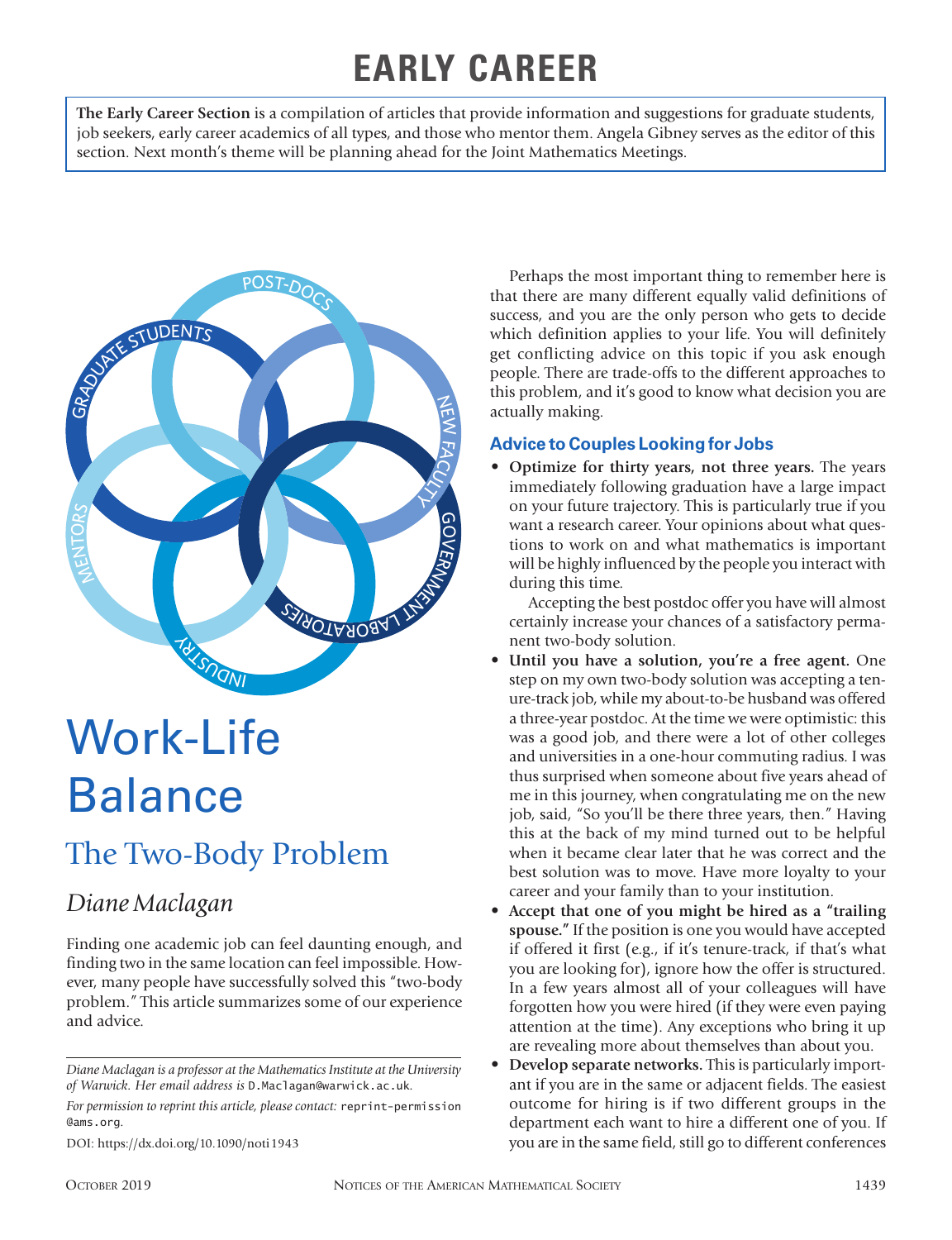# EARLY CAREER

**The Early Career Section** is a compilation of articles that provide information and suggestions for graduate students, job seekers, early career academics of all types, and those who mentor them. Angela Gibney serves as the editor of this section. Next month's theme will be planning ahead for the Joint Mathematics Meetings.

# Work-Life Balance

## The Two-Body Problem

### *Diane Maclagan*

Finding one academic job can feel daunting enough, and finding two in the same location can feel impossible. However, many people have successfully solved this "two-body problem." This article summarizes some of our experience and advice.

*Diane Maclagan is a professor at the Mathematics Institute at the University of Warwick. Her email address is* D.Maclagan@warwick.ac.uk.

*For permission to reprint this article, please contact:* reprint-permission@ams.org.

DOI: https://dx.doi.org/10.1090/noti1943

Perhaps the most important thing to remember here is that there are many different equally valid definitions of success, and you are the only person who gets to decide which definition applies to your life. You will definitely get conflicting advice on this topic if you ask enough people. There are trade-offs to the different approaches to this problem, and it's good to know what decision you are actually making.

## Advice to Couples Looking for Jobs

- **Optimize for thirty years, not three years.** The years immediately following graduation have a large impact on your future trajectory. This is particularly true if you want a research career. Your opinions about what questions to work on and what mathematics is important will be highly influenced by the people you interact with during this time.

  Accepting the best postdoc offer you have will almost certainly increase your chances of a satisfactory permanent two-body solution.
- **Until you have a solution, you're a free agent.** One step on my own two-body solution was accepting a tenure-track job, while my about-to-be husband was offered a three-year postdoc. At the time we were optimistic: this was a good job, and there were a lot of other colleges and universities in a one-hour commuting radius. I was thus surprised when someone about five years ahead of me in this journey, when congratulating me on the new job, said, "So you'll be there three years, then." Having this at the back of my mind turned out to be helpful when it became clear later that he was correct and the best solution was to move. Have more loyalty to your career and your family than to your institution.
- **Accept that one of you might be hired as a "trailing spouse."** If the position is one you would have accepted if offered it first (e.g., if it's tenure-track, if that's what you are looking for), ignore how the offer is structured. In a few years almost all of your colleagues will have forgotten how you were hired (if they were even paying attention at the time). Any exceptions who bring it up are revealing more about themselves than about you.
- **Develop separate networks.** This is particularly important if you are in the same or adjacent fields. The easiest outcome for hiring is if two different groups in the department each want to hire a different one of you. If you are in the same field, still go to different conferences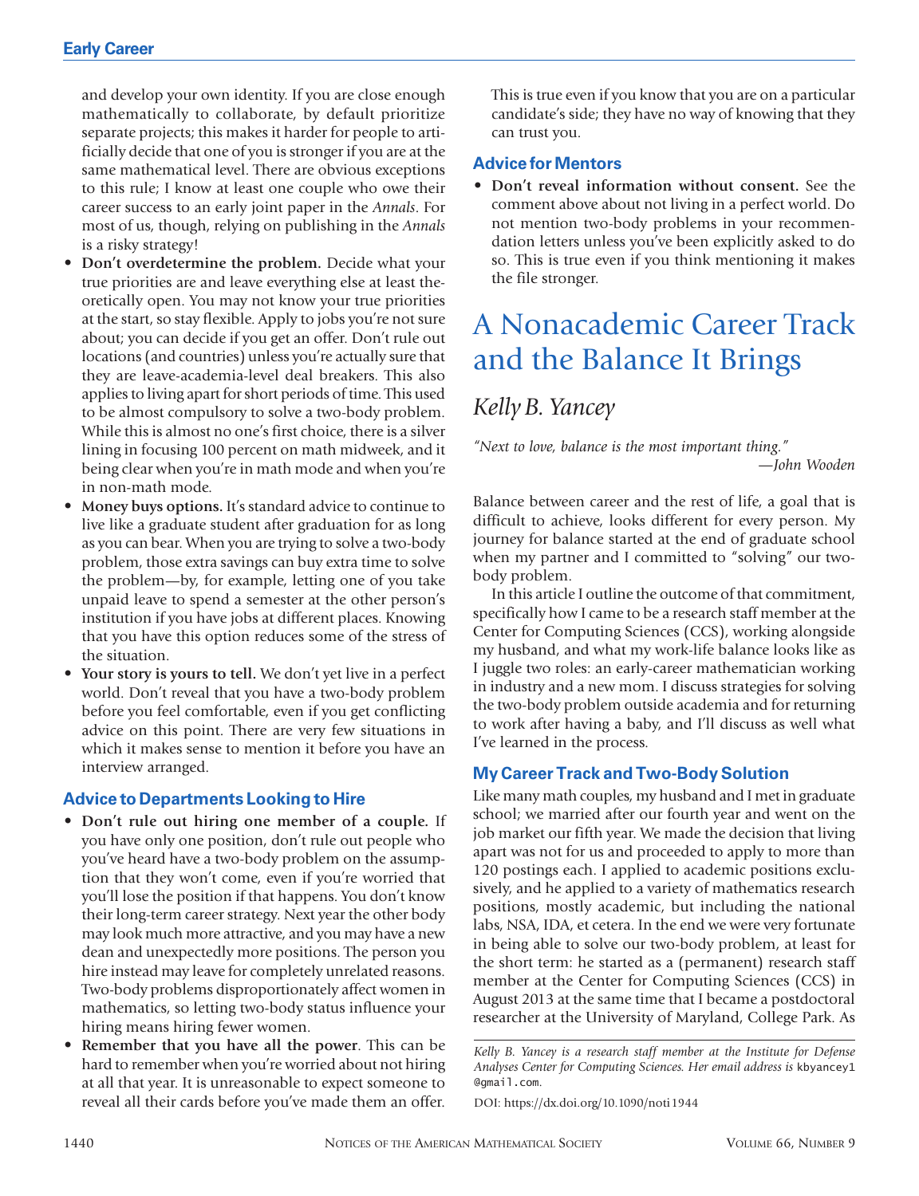and develop your own identity. If you are close enough mathematically to collaborate, by default prioritize separate projects; this makes it harder for people to artificially decide that one of you is stronger if you are at the same mathematical level. There are obvious exceptions to this rule; I know at least one couple who owe their career success to an early joint paper in the *Annals*. For most of us, though, relying on publishing in the *Annals* is a risky strategy!

- **Don't overdetermine the problem.** Decide what your true priorities are and leave everything else at least theoretically open. You may not know your true priorities at the start, so stay flexible. Apply to jobs you're not sure about; you can decide if you get an offer. Don't rule out locations (and countries) unless you're actually sure that they are leave-academia-level deal breakers. This also applies to living apart for short periods of time. This used to be almost compulsory to solve a two-body problem. While this is almost no one's first choice, there is a silver lining in focusing 100 percent on math midweek, and it being clear when you're in math mode and when you're in non-math mode.
- **Money buys options.** It's standard advice to continue to live like a graduate student after graduation for as long as you can bear. When you are trying to solve a two-body problem, those extra savings can buy extra time to solve the problem—by, for example, letting one of you take unpaid leave to spend a semester at the other person's institution if you have jobs at different places. Knowing that you have this option reduces some of the stress of the situation.
- **Your story is yours to tell.** We don't yet live in a perfect world. Don't reveal that you have a two-body problem before you feel comfortable, even if you get conflicting advice on this point. There are very few situations in which it makes sense to mention it before you have an interview arranged.

### Advice to Departments Looking to Hire

- **Don't rule out hiring one member of a couple.** If you have only one position, don't rule out people who you've heard have a two-body problem on the assumption that they won't come, even if you're worried that you'll lose the position if that happens. You don't know their long-term career strategy. Next year the other body may look much more attractive, and you may have a new dean and unexpectedly more positions. The person you hire instead may leave for completely unrelated reasons. Two-body problems disproportionately affect women in mathematics, so letting two-body status influence your hiring means hiring fewer women.
- **Remember that you have all the power**. This can be hard to remember when you're worried about not hiring at all that year. It is unreasonable to expect someone to reveal all their cards before you've made them an offer. This is true even if you know that you are on a particular candidate's side; they have no way of knowing that they can trust you.

### Advice for Mentors

- **Don't reveal information without consent.** See the comment above about not living in a perfect world. Do not mention two-body problems in your recommendation letters unless you've been explicitly asked to do so. This is true even if you think mentioning it makes the file stronger.

# A Nonacademic Career Track and the Balance It Brings

## *Kelly B. Yancey*

*"Next to love, balance is the most important thing."*
*—John Wooden*

Balance between career and the rest of life, a goal that is difficult to achieve, looks different for every person. My journey for balance started at the end of graduate school when my partner and I committed to "solving" our two-body problem.

In this article I outline the outcome of that commitment, specifically how I came to be a research staff member at the Center for Computing Sciences (CCS), working alongside my husband, and what my work-life balance looks like as I juggle two roles: an early-career mathematician working in industry and a new mom. I discuss strategies for solving the two-body problem outside academia and for returning to work after having a baby, and I'll discuss as well what I've learned in the process.

### My Career Track and Two-Body Solution

Like many math couples, my husband and I met in graduate school; we married after our fourth year and went on the job market our fifth year. We made the decision that living apart was not for us and proceeded to apply to more than 120 postings each. I applied to academic positions exclusively, and he applied to a variety of mathematics research positions, mostly academic, but including the national labs, NSA, IDA, et cetera. In the end we were very fortunate in being able to solve our two-body problem, at least for the short term: he started as a (permanent) research staff member at the Center for Computing Sciences (CCS) in August 2013 at the same time that I became a postdoctoral researcher at the University of Maryland, College Park. As

*Kelly B. Yancey is a research staff member at the Institute for Defense Analyses Center for Computing Sciences. Her email address is* kbyancey1@gmail.com.

DOI: https://dx.doi.org/10.1090/noti1944